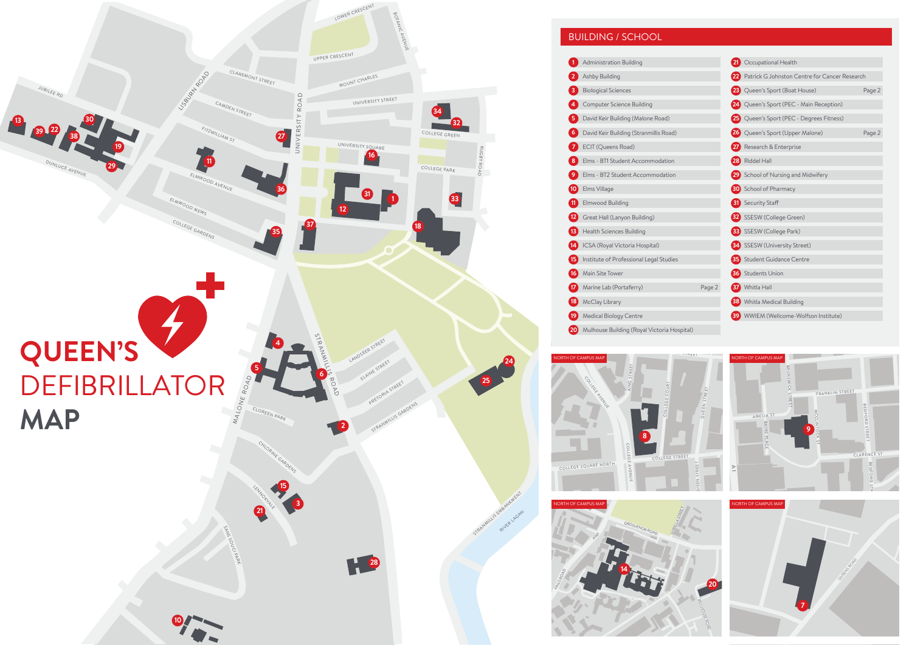# QUEEN'S DEFIBRILLATOR MAP

## BUILDING / SCHOOL

1. Administration Building
2. Ashby Building
3. Biological Sciences
4. Computer Science Building
5. David Keir Building (Malone Road)
6. David Keir Building (Stranmillis Road)
7. ECIT (Queens Road)
8. Elms - BT1 Student Accommodation
9. Elms - BT2 Student Accommodation
10. Elms Village
11. Elmwood Building
12. Great Hall (Lanyon Building)
13. Health Sciences Building
14. ICSA (Royal Victoria Hospital)
15. Institute of Professional Legal Studies
16. Main Site Tower
17. Marine Lab (Portaferry) — Page 2
18. McClay Library
19. Medical Biology Centre
20. Mulhouse Building (Royal Victoria Hospital)
21. Occupational Health
22. Patrick G Johnston Centre for Cancer Research
23. Queen's Sport (Boat House) — Page 2
24. Queen's Sport (PEC - Main Reception)
25. Queen's Sport (PEC - Degrees Fitness)
26. Queen's Sport (Upper Malone) — Page 2
27. Research & Enterprise
28. Riddel Hall
29. School of Nursing and Midwifery
30. School of Pharmacy
31. Security Staff
32. SSESW (College Green)
33. SSESW (College Park)
34. SSESW (University Street)
35. Student Guidance Centre
36. Students Union
37. Whitla Hall
38. Whitla Medical Building
39. WWIEM (Wellcome-Wolfson Institute)

NORTH OF CAMPUS MAP

NORTH OF CAMPUS MAP

NORTH OF CAMPUS MAP

NORTH OF CAMPUS MAP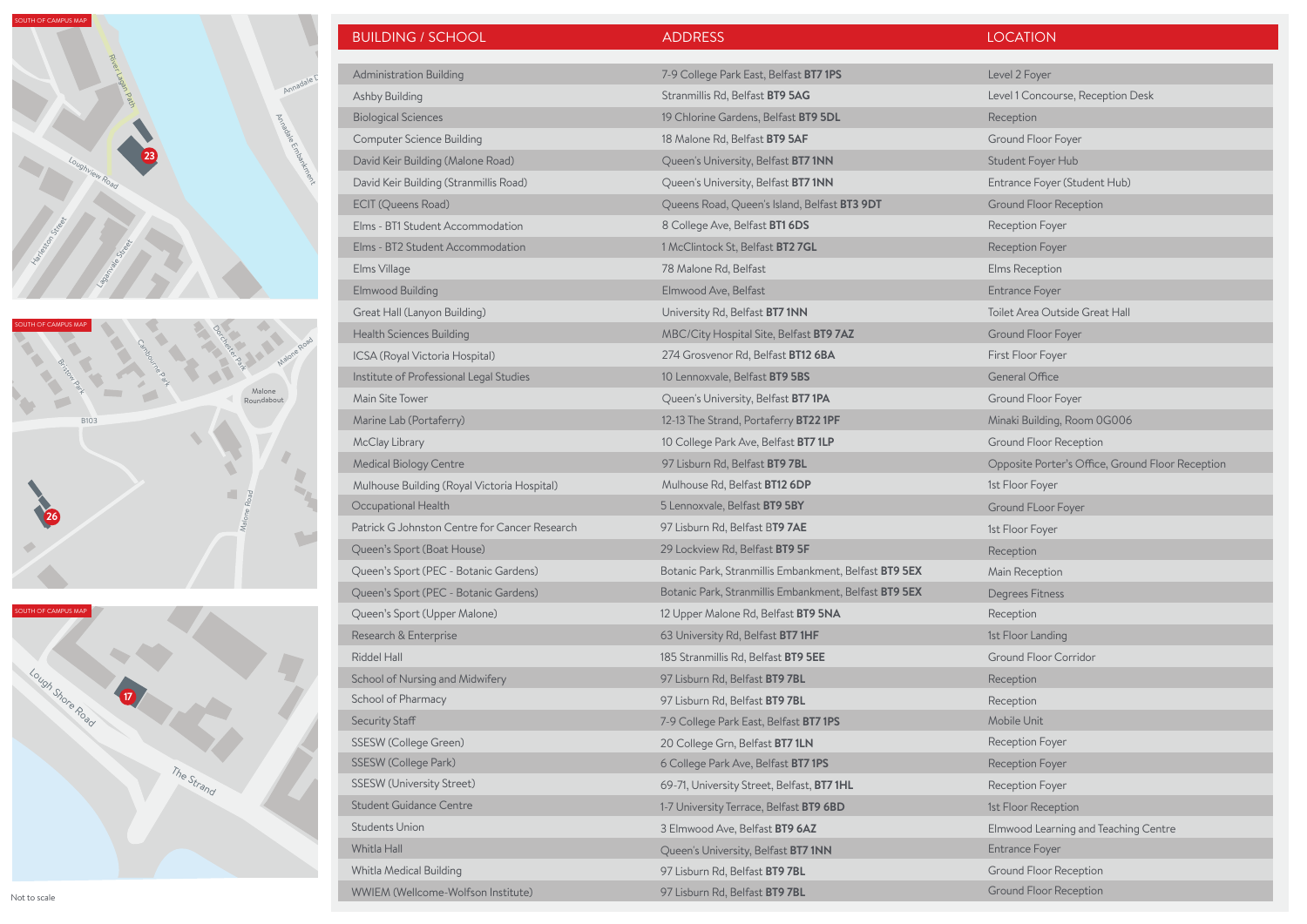SOUTH OF CAMPUS MAP

River Lagan Path
Annadale Embankment
Loughview Road
Harleston Street
Laganvale Street
23

SOUTH OF CAMPUS MAP

Bristow Park
Cambourne Park
Dorchester Park
Malone Road
Malone Roundabout
B103
Malone Road
26

SOUTH OF CAMPUS MAP

Lough Shore Road
The Strand
17

Not to scale

| BUILDING / SCHOOL | ADDRESS | LOCATION |
|---|---|---|
| Administration Building | 7-9 College Park East, Belfast **BT7 1PS** | Level 2 Foyer |
| Ashby Building | Stranmillis Rd, Belfast **BT9 5AG** | Level 1 Concourse, Reception Desk |
| Biological Sciences | 19 Chlorine Gardens, Belfast **BT9 5DL** | Reception |
| Computer Science Building | 18 Malone Rd, Belfast **BT9 5AF** | Ground Floor Foyer |
| David Keir Building (Malone Road) | Queen's University, Belfast **BT7 1NN** | Student Foyer Hub |
| David Keir Building (Stranmillis Road) | Queen's University, Belfast **BT7 1NN** | Entrance Foyer (Student Hub) |
| ECIT (Queens Road) | Queens Road, Queen's Island, Belfast **BT3 9DT** | Ground Floor Reception |
| Elms - BT1 Student Accommodation | 8 College Ave, Belfast **BT1 6DS** | Reception Foyer |
| Elms - BT2 Student Accommodation | 1 McClintock St, Belfast **BT2 7GL** | Reception Foyer |
| Elms Village | 78 Malone Rd, Belfast | Elms Reception |
| Elmwood Building | Elmwood Ave, Belfast | Entrance Foyer |
| Great Hall (Lanyon Building) | University Rd, Belfast **BT7 1NN** | Toilet Area Outside Great Hall |
| Health Sciences Building | MBC/City Hospital Site, Belfast **BT9 7AZ** | Ground Floor Foyer |
| ICSA (Royal Victoria Hospital) | 274 Grosvenor Rd, Belfast **BT12 6BA** | First Floor Foyer |
| Institute of Professional Legal Studies | 10 Lennoxvale, Belfast **BT9 5BS** | General Office |
| Main Site Tower | Queen's University, Belfast **BT7 1PA** | Ground Floor Foyer |
| Marine Lab (Portaferry) | 12-13 The Strand, Portaferry **BT22 1PF** | Minaki Building, Room 0G006 |
| McClay Library | 10 College Park Ave, Belfast **BT7 1LP** | Ground Floor Reception |
| Medical Biology Centre | 97 Lisburn Rd, Belfast **BT9 7BL** | Opposite Porter's Office, Ground Floor Reception |
| Mulhouse Building (Royal Victoria Hospital) | Mulhouse Rd, Belfast **BT12 6DP** | 1st Floor Foyer |
| Occupational Health | 5 Lennoxvale, Belfast **BT9 5BY** | Ground FLoor Foyer |
| Patrick G Johnston Centre for Cancer Research | 97 Lisburn Rd, Belfast **BT9 7AE** | 1st Floor Foyer |
| Queen's Sport (Boat House) | 29 Lockview Rd, Belfast **BT9 5F** | Reception |
| Queen's Sport (PEC - Botanic Gardens) | Botanic Park, Stranmillis Embankment, Belfast **BT9 5EX** | Main Reception |
| Queen's Sport (PEC - Botanic Gardens) | Botanic Park, Stranmillis Embankment, Belfast **BT9 5EX** | Degrees Fitness |
| Queen's Sport (Upper Malone) | 12 Upper Malone Rd, Belfast **BT9 5NA** | Reception |
| Research & Enterprise | 63 University Rd, Belfast **BT7 1HF** | 1st Floor Landing |
| Riddel Hall | 185 Stranmillis Rd, Belfast **BT9 5EE** | Ground Floor Corridor |
| School of Nursing and Midwifery | 97 Lisburn Rd, Belfast **BT9 7BL** | Reception |
| School of Pharmacy | 97 Lisburn Rd, Belfast **BT9 7BL** | Reception |
| Security Staff | 7-9 College Park East, Belfast **BT7 1PS** | Mobile Unit |
| SSESW (College Green) | 20 College Grn, Belfast **BT7 1LN** | Reception Foyer |
| SSESW (College Park) | 6 College Park Ave, Belfast **BT7 1PS** | Reception Foyer |
| SSESW (University Street) | 69-71, University Street, Belfast, **BT7 1HL** | Reception Foyer |
| Student Guidance Centre | 1-7 University Terrace, Belfast **BT9 6BD** | 1st Floor Reception |
| Students Union | 3 Elmwood Ave, Belfast **BT9 6AZ** | Elmwood Learning and Teaching Centre |
| Whitla Hall | Queen's University, Belfast **BT7 1NN** | Entrance Foyer |
| Whitla Medical Building | 97 Lisburn Rd, Belfast **BT9 7BL** | Ground Floor Reception |
| WWIEM (Wellcome-Wolfson Institute) | 97 Lisburn Rd, Belfast **BT9 7BL** | Ground Floor Reception |